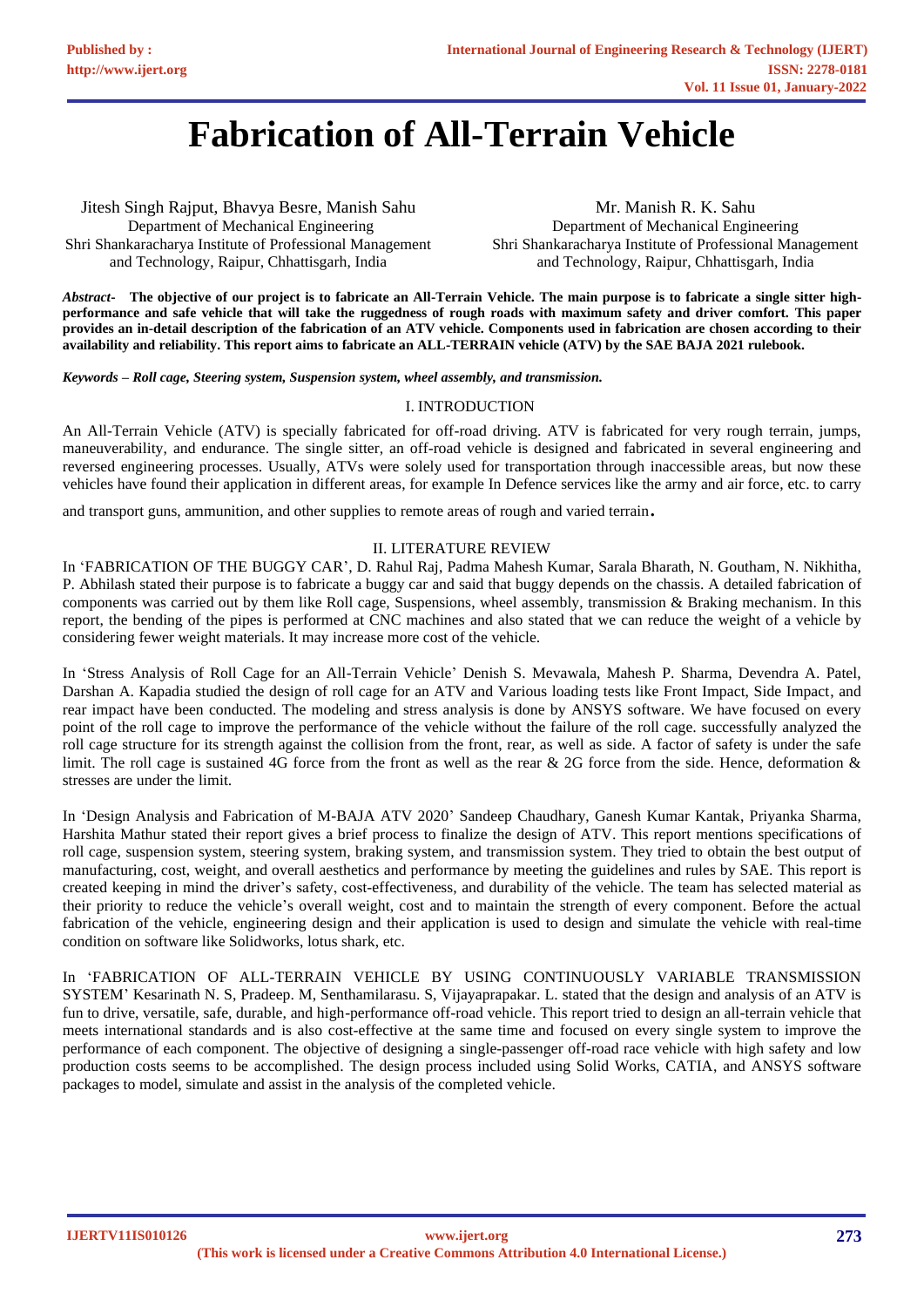# Fabrication of All-Terrain Vehicle

Jitesh Singh Rajput, Bhavya Besre, Manish Sahu
Department of Mechanical Engineering
Shri Shankaracharya Institute of Professional Management and Technology, Raipur, Chhattisgarh, India

Mr. Manish R. K. Sahu
Department of Mechanical Engineering
Shri Shankaracharya Institute of Professional Management and Technology, Raipur, Chhattisgarh, India

***Abstract-*** **The objective of our project is to fabricate an All-Terrain Vehicle. The main purpose is to fabricate a single sitter high-performance and safe vehicle that will take the ruggedness of rough roads with maximum safety and driver comfort. This paper provides an in-detail description of the fabrication of an ATV vehicle. Components used in fabrication are chosen according to their availability and reliability. This report aims to fabricate an ALL-TERRAIN vehicle (ATV) by the SAE BAJA 2021 rulebook.**

***Keywords – Roll cage, Steering system, Suspension system, wheel assembly, and transmission.***

## I. INTRODUCTION

An All-Terrain Vehicle (ATV) is specially fabricated for off-road driving. ATV is fabricated for very rough terrain, jumps, maneuverability, and endurance. The single sitter, an off-road vehicle is designed and fabricated in several engineering and reversed engineering processes. Usually, ATVs were solely used for transportation through inaccessible areas, but now these vehicles have found their application in different areas, for example In Defence services like the army and air force, etc. to carry and transport guns, ammunition, and other supplies to remote areas of rough and varied terrain.

## II. LITERATURE REVIEW

In 'FABRICATION OF THE BUGGY CAR', D. Rahul Raj, Padma Mahesh Kumar, Sarala Bharath, N. Goutham, N. Nikhitha, P. Abhilash stated their purpose is to fabricate a buggy car and said that buggy depends on the chassis. A detailed fabrication of components was carried out by them like Roll cage, Suspensions, wheel assembly, transmission & Braking mechanism. In this report, the bending of the pipes is performed at CNC machines and also stated that we can reduce the weight of a vehicle by considering fewer weight materials. It may increase more cost of the vehicle.

In 'Stress Analysis of Roll Cage for an All-Terrain Vehicle' Denish S. Mevawala, Mahesh P. Sharma, Devendra A. Patel, Darshan A. Kapadia studied the design of roll cage for an ATV and Various loading tests like Front Impact, Side Impact, and rear impact have been conducted. The modeling and stress analysis is done by ANSYS software. We have focused on every point of the roll cage to improve the performance of the vehicle without the failure of the roll cage. successfully analyzed the roll cage structure for its strength against the collision from the front, rear, as well as side. A factor of safety is under the safe limit. The roll cage is sustained 4G force from the front as well as the rear & 2G force from the side. Hence, deformation & stresses are under the limit.

In 'Design Analysis and Fabrication of M-BAJA ATV 2020' Sandeep Chaudhary, Ganesh Kumar Kantak, Priyanka Sharma, Harshita Mathur stated their report gives a brief process to finalize the design of ATV. This report mentions specifications of roll cage, suspension system, steering system, braking system, and transmission system. They tried to obtain the best output of manufacturing, cost, weight, and overall aesthetics and performance by meeting the guidelines and rules by SAE. This report is created keeping in mind the driver's safety, cost-effectiveness, and durability of the vehicle. The team has selected material as their priority to reduce the vehicle's overall weight, cost and to maintain the strength of every component. Before the actual fabrication of the vehicle, engineering design and their application is used to design and simulate the vehicle with real-time condition on software like Solidworks, lotus shark, etc.

In 'FABRICATION OF ALL-TERRAIN VEHICLE BY USING CONTINUOUSLY VARIABLE TRANSMISSION SYSTEM' Kesarinath N. S, Pradeep. M, Senthamilarasu. S, Vijayaprapakar. L. stated that the design and analysis of an ATV is fun to drive, versatile, safe, durable, and high-performance off-road vehicle. This report tried to design an all-terrain vehicle that meets international standards and is also cost-effective at the same time and focused on every single system to improve the performance of each component. The objective of designing a single-passenger off-road race vehicle with high safety and low production costs seems to be accomplished. The design process included using Solid Works, CATIA, and ANSYS software packages to model, simulate and assist in the analysis of the completed vehicle.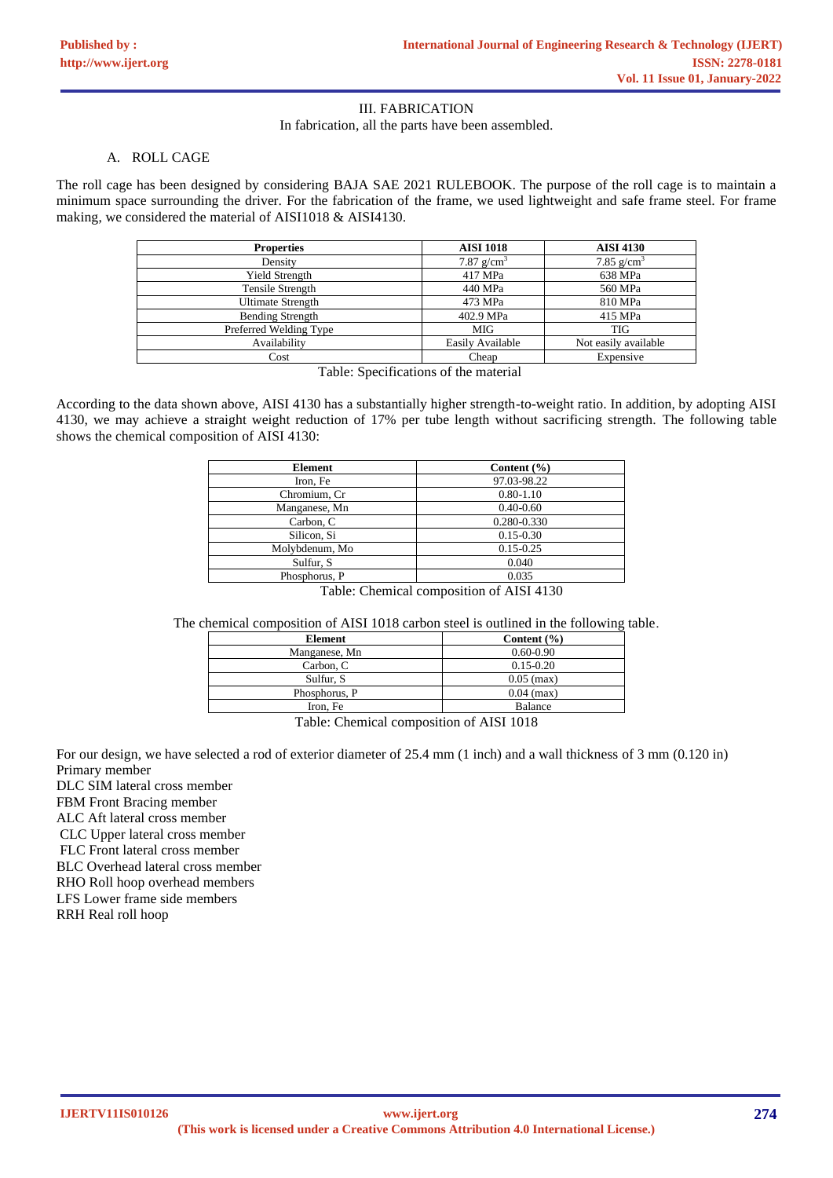## III. FABRICATION

In fabrication, all the parts have been assembled.

### A. ROLL CAGE

The roll cage has been designed by considering BAJA SAE 2021 RULEBOOK. The purpose of the roll cage is to maintain a minimum space surrounding the driver. For the fabrication of the frame, we used lightweight and safe frame steel. For frame making, we considered the material of AISI1018 & AISI4130.

| Properties | AISI 1018 | AISI 4130 |
|---|---|---|
| Density | 7.87 g/cm$^3$ | 7.85 g/cm$^3$ |
| Yield Strength | 417 MPa | 638 MPa |
| Tensile Strength | 440 MPa | 560 MPa |
| Ultimate Strength | 473 MPa | 810 MPa |
| Bending Strength | 402.9 MPa | 415 MPa |
| Preferred Welding Type | MIG | TIG |
| Availability | Easily Available | Not easily available |
| Cost | Cheap | Expensive |

Table: Specifications of the material

According to the data shown above, AISI 4130 has a substantially higher strength-to-weight ratio. In addition, by adopting AISI 4130, we may achieve a straight weight reduction of 17% per tube length without sacrificing strength. The following table shows the chemical composition of AISI 4130:

| Element | Content (%) |
|---|---|
| Iron, Fe | 97.03-98.22 |
| Chromium, Cr | 0.80-1.10 |
| Manganese, Mn | 0.40-0.60 |
| Carbon, C | 0.280-0.330 |
| Silicon, Si | 0.15-0.30 |
| Molybdenum, Mo | 0.15-0.25 |
| Sulfur, S | 0.040 |
| Phosphorus, P | 0.035 |

Table: Chemical composition of AISI 4130

The chemical composition of AISI 1018 carbon steel is outlined in the following table.

| Element | Content (%) |
|---|---|
| Manganese, Mn | 0.60-0.90 |
| Carbon, C | 0.15-0.20 |
| Sulfur, S | 0.05 (max) |
| Phosphorus, P | 0.04 (max) |
| Iron, Fe | Balance |

Table: Chemical composition of AISI 1018

For our design, we have selected a rod of exterior diameter of 25.4 mm (1 inch) and a wall thickness of 3 mm (0.120 in)

Primary member

DLC SIM lateral cross member

FBM Front Bracing member

ALC Aft lateral cross member

CLC Upper lateral cross member

FLC Front lateral cross member

BLC Overhead lateral cross member

RHO Roll hoop overhead members

LFS Lower frame side members

RRH Real roll hoop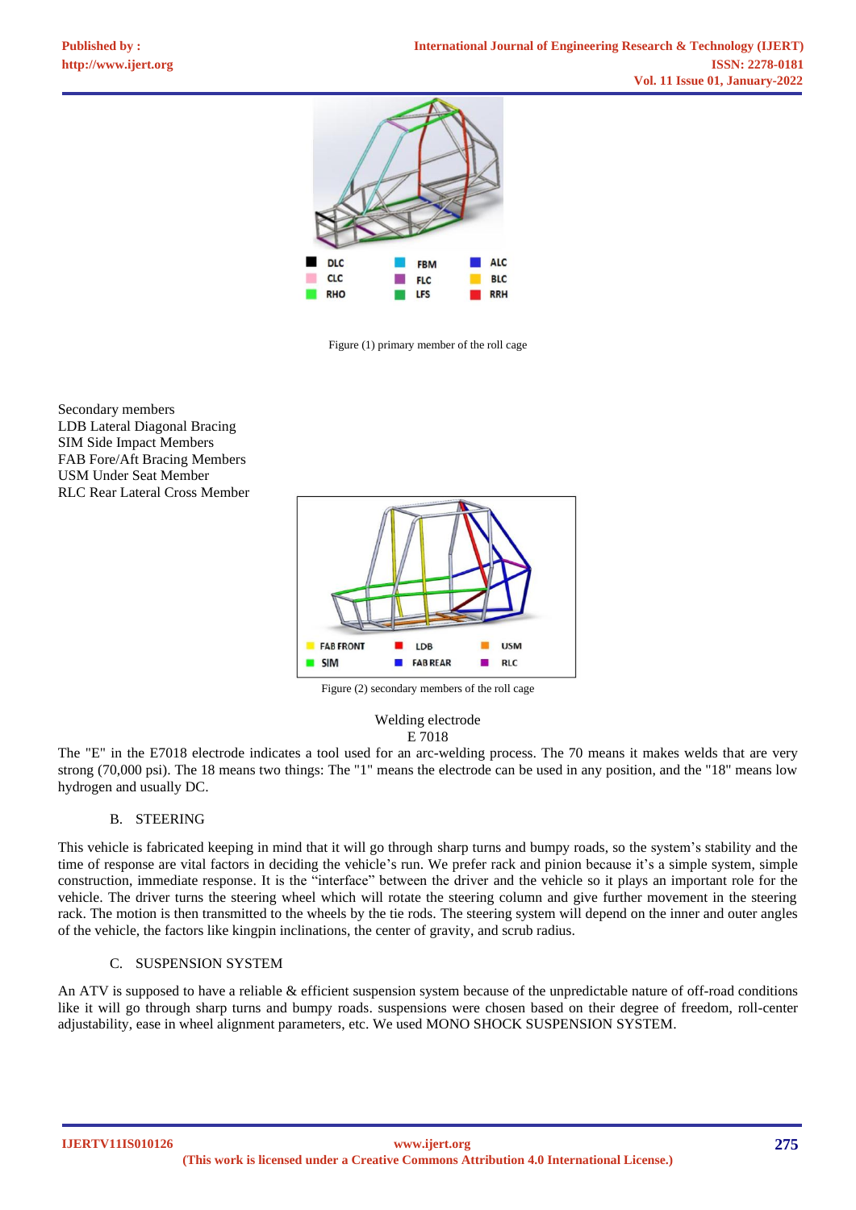Figure (1) primary member of the roll cage

Secondary members
LDB Lateral Diagonal Bracing
SIM Side Impact Members
FAB Fore/Aft Bracing Members
USM Under Seat Member
RLC Rear Lateral Cross Member

Figure (2) secondary members of the roll cage

Welding electrode
E 7018

The "E" in the E7018 electrode indicates a tool used for an arc-welding process. The 70 means it makes welds that are very strong (70,000 psi). The 18 means two things: The "1" means the electrode can be used in any position, and the "18" means low hydrogen and usually DC.

### B. STEERING

This vehicle is fabricated keeping in mind that it will go through sharp turns and bumpy roads, so the system's stability and the time of response are vital factors in deciding the vehicle's run. We prefer rack and pinion because it's a simple system, simple construction, immediate response. It is the "interface" between the driver and the vehicle so it plays an important role for the vehicle. The driver turns the steering wheel which will rotate the steering column and give further movement in the steering rack. The motion is then transmitted to the wheels by the tie rods. The steering system will depend on the inner and outer angles of the vehicle, the factors like kingpin inclinations, the center of gravity, and scrub radius.

### C. SUSPENSION SYSTEM

An ATV is supposed to have a reliable & efficient suspension system because of the unpredictable nature of off-road conditions like it will go through sharp turns and bumpy roads. suspensions were chosen based on their degree of freedom, roll-center adjustability, ease in wheel alignment parameters, etc. We used MONO SHOCK SUSPENSION SYSTEM.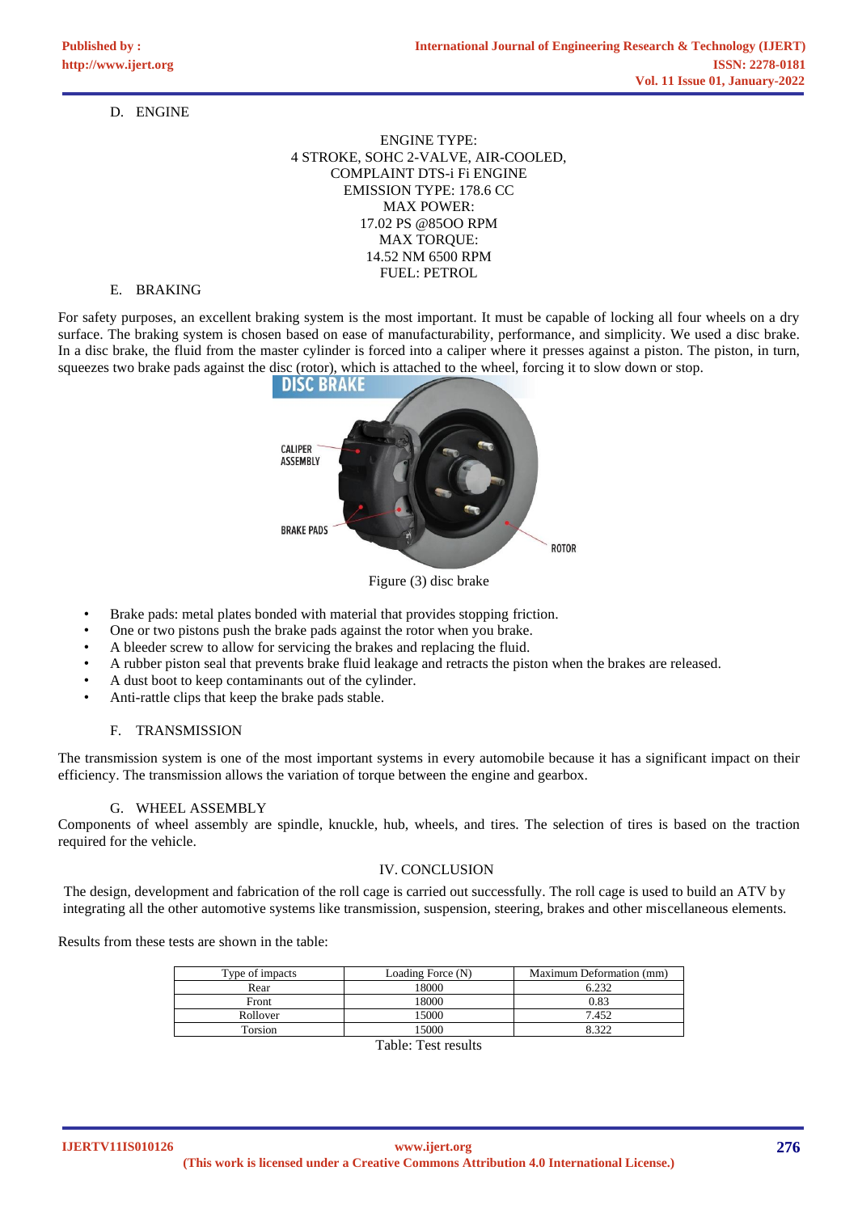### D. ENGINE

ENGINE TYPE:
4 STROKE, SOHC 2-VALVE, AIR-COOLED,
COMPLAINT DTS-i Fi ENGINE
EMISSION TYPE: 178.6 CC
MAX POWER:
17.02 PS @85OO RPM
MAX TORQUE:
14.52 NM 6500 RPM
FUEL: PETROL

### E. BRAKING

For safety purposes, an excellent braking system is the most important. It must be capable of locking all four wheels on a dry surface. The braking system is chosen based on ease of manufacturability, performance, and simplicity. We used a disc brake. In a disc brake, the fluid from the master cylinder is forced into a caliper where it presses against a piston. The piston, in turn, squeezes two brake pads against the disc (rotor), which is attached to the wheel, forcing it to slow down or stop.

Figure (3) disc brake

- Brake pads: metal plates bonded with material that provides stopping friction.
- One or two pistons push the brake pads against the rotor when you brake.
- A bleeder screw to allow for servicing the brakes and replacing the fluid.
- A rubber piston seal that prevents brake fluid leakage and retracts the piston when the brakes are released.
- A dust boot to keep contaminants out of the cylinder.
- Anti-rattle clips that keep the brake pads stable.

### F. TRANSMISSION

The transmission system is one of the most important systems in every automobile because it has a significant impact on their efficiency. The transmission allows the variation of torque between the engine and gearbox.

### G. WHEEL ASSEMBLY

Components of wheel assembly are spindle, knuckle, hub, wheels, and tires. The selection of tires is based on the traction required for the vehicle.

## IV. CONCLUSION

The design, development and fabrication of the roll cage is carried out successfully. The roll cage is used to build an ATV by integrating all the other automotive systems like transmission, suspension, steering, brakes and other miscellaneous elements.

Results from these tests are shown in the table:

| Type of impacts | Loading Force (N) | Maximum Deformation (mm) |
|---|---|---|
| Rear | 18000 | 6.232 |
| Front | 18000 | 0.83 |
| Rollover | 15000 | 7.452 |
| Torsion | 15000 | 8.322 |

Table: Test results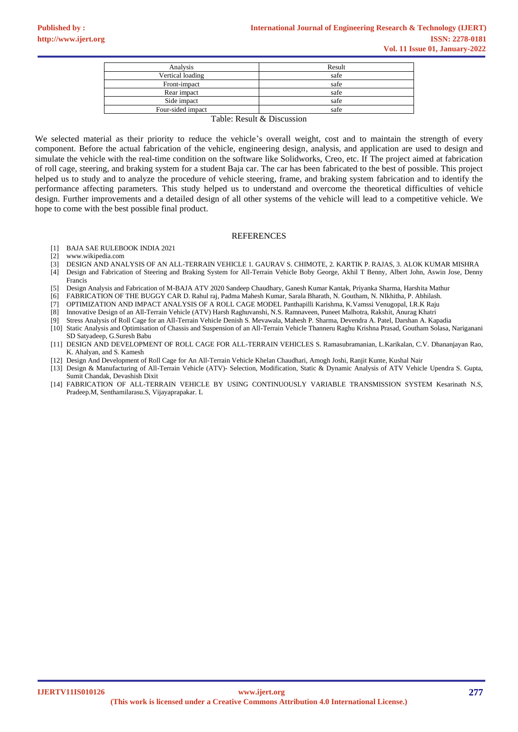| Analysis | Result |
|---|---|
| Vertical loading | safe |
| Front-impact | safe |
| Rear impact | safe |
| Side impact | safe |
| Four-sided impact | safe |

Table: Result & Discussion

We selected material as their priority to reduce the vehicle's overall weight, cost and to maintain the strength of every component. Before the actual fabrication of the vehicle, engineering design, analysis, and application are used to design and simulate the vehicle with the real-time condition on the software like Solidworks, Creo, etc. If The project aimed at fabrication of roll cage, steering, and braking system for a student Baja car. The car has been fabricated to the best of possible. This project helped us to study and to analyze the procedure of vehicle steering, frame, and braking system fabrication and to identify the performance affecting parameters. This study helped us to understand and overcome the theoretical difficulties of vehicle design. Further improvements and a detailed design of all other systems of the vehicle will lead to a competitive vehicle. We hope to come with the best possible final product.

## REFERENCES

[1] BAJA SAE RULEBOOK INDIA 2021

[2] www.wikipedia.com

[3] DESIGN AND ANALYSIS OF AN ALL-TERRAIN VEHICLE 1. GAURAV S. CHIMOTE, 2. KARTIK P. RAJAS, 3. ALOK KUMAR MISHRA

[4] Design and Fabrication of Steering and Braking System for All-Terrain Vehicle Boby George, Akhil T Benny, Albert John, Aswin Jose, Denny Francis

[5] Design Analysis and Fabrication of M-BAJA ATV 2020 Sandeep Chaudhary, Ganesh Kumar Kantak, Priyanka Sharma, Harshita Mathur

[6] FABRICATION OF THE BUGGY CAR D. Rahul raj, Padma Mahesh Kumar, Sarala Bharath, N. Goutham, N. NIkhitha, P. Abhilash.

[7] OPTIMIZATION AND IMPACT ANALYSIS OF A ROLL CAGE MODEL Panthapilli Karishma, K.Vamssi Venugopal, I.R.K Raju

[8] Innovative Design of an All-Terrain Vehicle (ATV) Harsh Raghuvanshi, N.S. Ramnaveen, Puneet Malhotra, Rakshit, Anurag Khatri

[9] Stress Analysis of Roll Cage for an All-Terrain Vehicle Denish S. Mevawala, Mahesh P. Sharma, Devendra A. Patel, Darshan A. Kapadia

[10] Static Analysis and Optimisation of Chassis and Suspension of an All-Terrain Vehicle Thanneru Raghu Krishna Prasad, Goutham Solasa, Nariganani SD Satyadeep, G.Suresh Babu

[11] DESIGN AND DEVELOPMENT OF ROLL CAGE FOR ALL-TERRAIN VEHICLES S. Ramasubramanian, L.Karikalan, C.V. Dhananjayan Rao, K. Ahalyan, and S. Kamesh

[12] Design And Development of Roll Cage for An All-Terrain Vehicle Khelan Chaudhari, Amogh Joshi, Ranjit Kunte, Kushal Nair

[13] Design & Manufacturing of All-Terrain Vehicle (ATV)- Selection, Modification, Static & Dynamic Analysis of ATV Vehicle Upendra S. Gupta, Sumit Chandak, Devashish Dixit

[14] FABRICATION OF ALL-TERRAIN VEHICLE BY USING CONTINUOUSLY VARIABLE TRANSMISSION SYSTEM Kesarinath N.S, Pradeep.M, Senthamilarasu.S, Vijayaprapakar. L